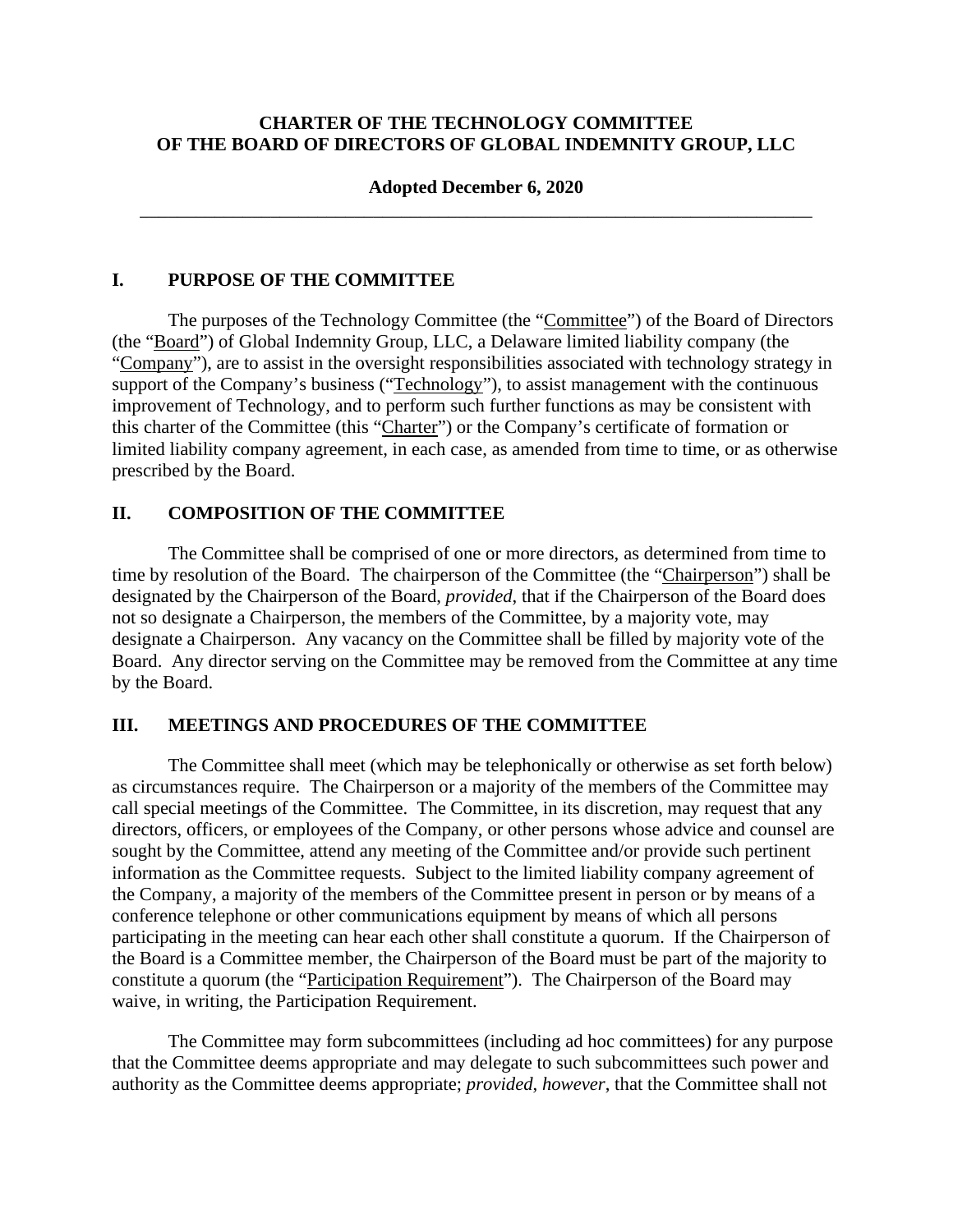**CHARTER OF THE TECHNOLOGY COMMITTEE**
**OF THE BOARD OF DIRECTORS OF GLOBAL INDEMNITY GROUP, LLC**

**Adopted December 6, 2020**

---

## I. PURPOSE OF THE COMMITTEE

The purposes of the Technology Committee (the "Committee") of the Board of Directors (the "Board") of Global Indemnity Group, LLC, a Delaware limited liability company (the "Company"), are to assist in the oversight responsibilities associated with technology strategy in support of the Company's business ("Technology"), to assist management with the continuous improvement of Technology, and to perform such further functions as may be consistent with this charter of the Committee (this "Charter") or the Company's certificate of formation or limited liability company agreement, in each case, as amended from time to time, or as otherwise prescribed by the Board.

## II. COMPOSITION OF THE COMMITTEE

The Committee shall be comprised of one or more directors, as determined from time to time by resolution of the Board. The chairperson of the Committee (the "Chairperson") shall be designated by the Chairperson of the Board, *provided*, that if the Chairperson of the Board does not so designate a Chairperson, the members of the Committee, by a majority vote, may designate a Chairperson. Any vacancy on the Committee shall be filled by majority vote of the Board. Any director serving on the Committee may be removed from the Committee at any time by the Board.

## III. MEETINGS AND PROCEDURES OF THE COMMITTEE

The Committee shall meet (which may be telephonically or otherwise as set forth below) as circumstances require. The Chairperson or a majority of the members of the Committee may call special meetings of the Committee. The Committee, in its discretion, may request that any directors, officers, or employees of the Company, or other persons whose advice and counsel are sought by the Committee, attend any meeting of the Committee and/or provide such pertinent information as the Committee requests. Subject to the limited liability company agreement of the Company, a majority of the members of the Committee present in person or by means of a conference telephone or other communications equipment by means of which all persons participating in the meeting can hear each other shall constitute a quorum. If the Chairperson of the Board is a Committee member, the Chairperson of the Board must be part of the majority to constitute a quorum (the "Participation Requirement"). The Chairperson of the Board may waive, in writing, the Participation Requirement.

The Committee may form subcommittees (including ad hoc committees) for any purpose that the Committee deems appropriate and may delegate to such subcommittees such power and authority as the Committee deems appropriate; *provided, however*, that the Committee shall not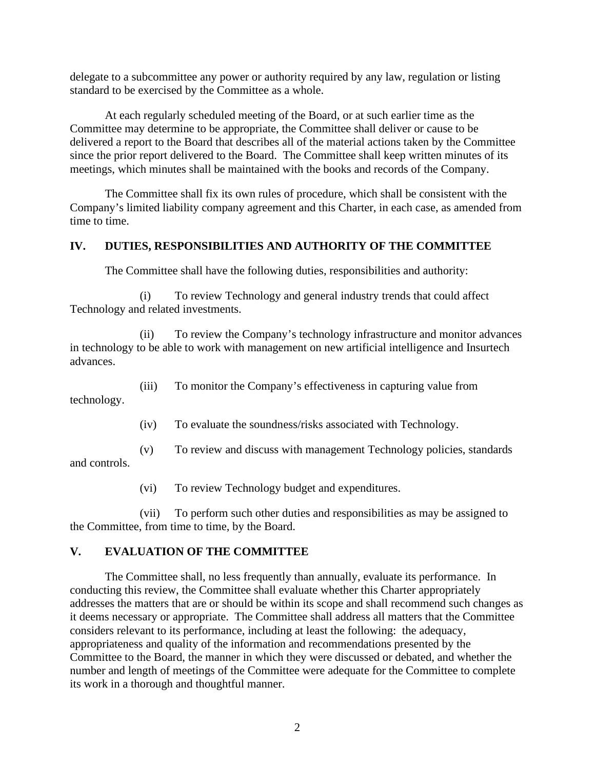delegate to a subcommittee any power or authority required by any law, regulation or listing standard to be exercised by the Committee as a whole.

At each regularly scheduled meeting of the Board, or at such earlier time as the Committee may determine to be appropriate, the Committee shall deliver or cause to be delivered a report to the Board that describes all of the material actions taken by the Committee since the prior report delivered to the Board. The Committee shall keep written minutes of its meetings, which minutes shall be maintained with the books and records of the Company.

The Committee shall fix its own rules of procedure, which shall be consistent with the Company's limited liability company agreement and this Charter, in each case, as amended from time to time.

## IV. DUTIES, RESPONSIBILITIES AND AUTHORITY OF THE COMMITTEE

The Committee shall have the following duties, responsibilities and authority:

(i) To review Technology and general industry trends that could affect Technology and related investments.

(ii) To review the Company's technology infrastructure and monitor advances in technology to be able to work with management on new artificial intelligence and Insurtech advances.

(iii) To monitor the Company's effectiveness in capturing value from technology.

(iv) To evaluate the soundness/risks associated with Technology.

(v) To review and discuss with management Technology policies, standards and controls.

(vi) To review Technology budget and expenditures.

(vii) To perform such other duties and responsibilities as may be assigned to the Committee, from time to time, by the Board.

## V. EVALUATION OF THE COMMITTEE

The Committee shall, no less frequently than annually, evaluate its performance. In conducting this review, the Committee shall evaluate whether this Charter appropriately addresses the matters that are or should be within its scope and shall recommend such changes as it deems necessary or appropriate. The Committee shall address all matters that the Committee considers relevant to its performance, including at least the following: the adequacy, appropriateness and quality of the information and recommendations presented by the Committee to the Board, the manner in which they were discussed or debated, and whether the number and length of meetings of the Committee were adequate for the Committee to complete its work in a thorough and thoughtful manner.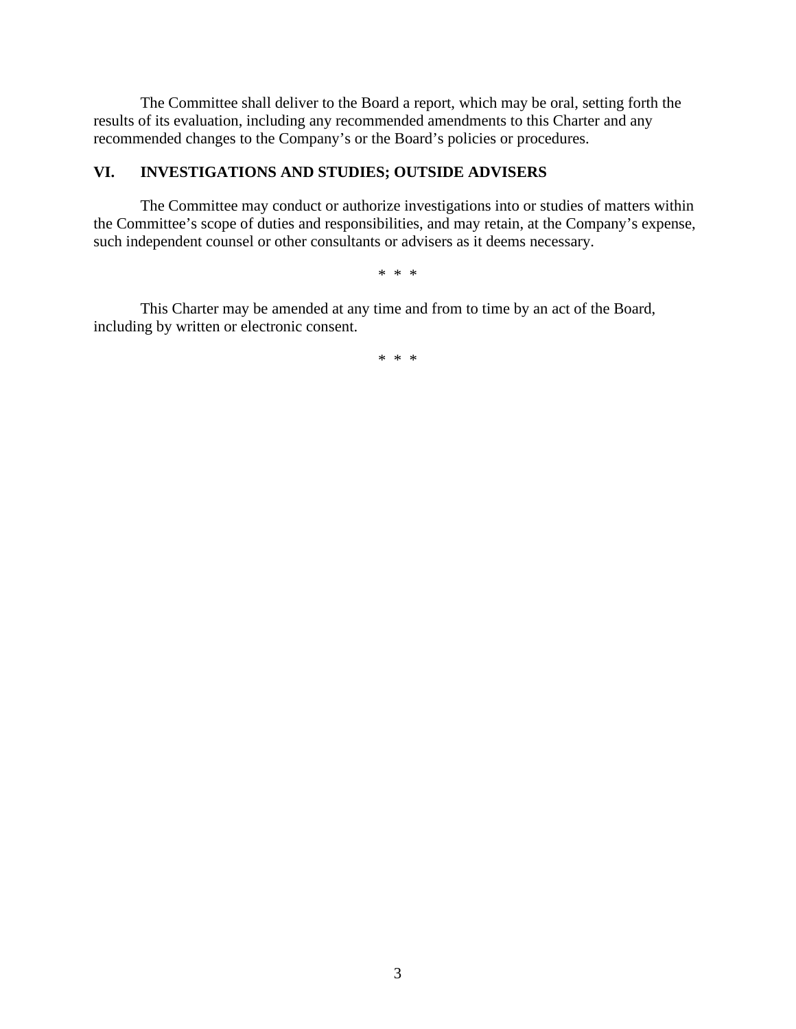The Committee shall deliver to the Board a report, which may be oral, setting forth the results of its evaluation, including any recommended amendments to this Charter and any recommended changes to the Company's or the Board's policies or procedures.

## VI. INVESTIGATIONS AND STUDIES; OUTSIDE ADVISERS

The Committee may conduct or authorize investigations into or studies of matters within the Committee's scope of duties and responsibilities, and may retain, at the Company's expense, such independent counsel or other consultants or advisers as it deems necessary.

* * *

This Charter may be amended at any time and from to time by an act of the Board, including by written or electronic consent.

* * *